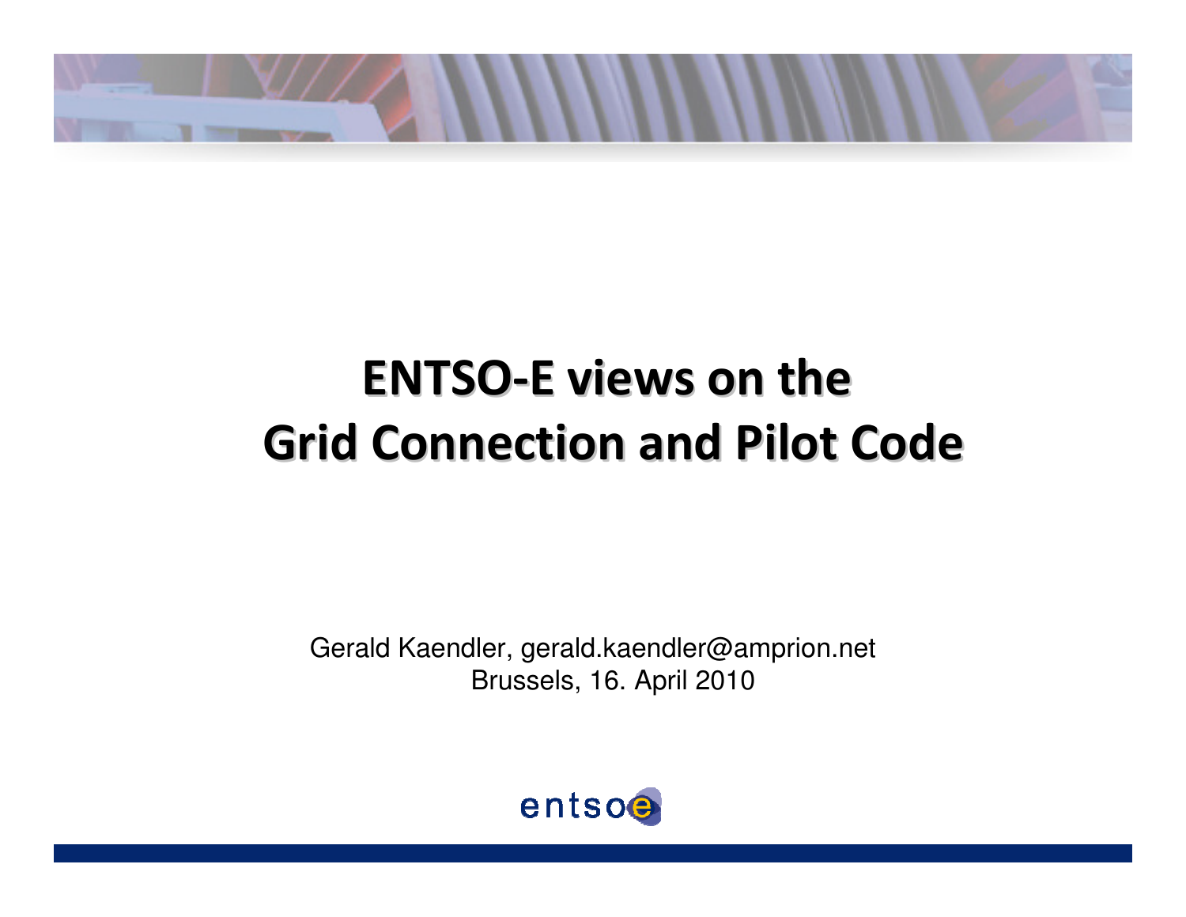# ENTSO-E views on the Grid Connection and Pilot Code

Gerald Kaendler, gerald.kaendler@amprion.net
Brussels, 16. April 2010

entsoe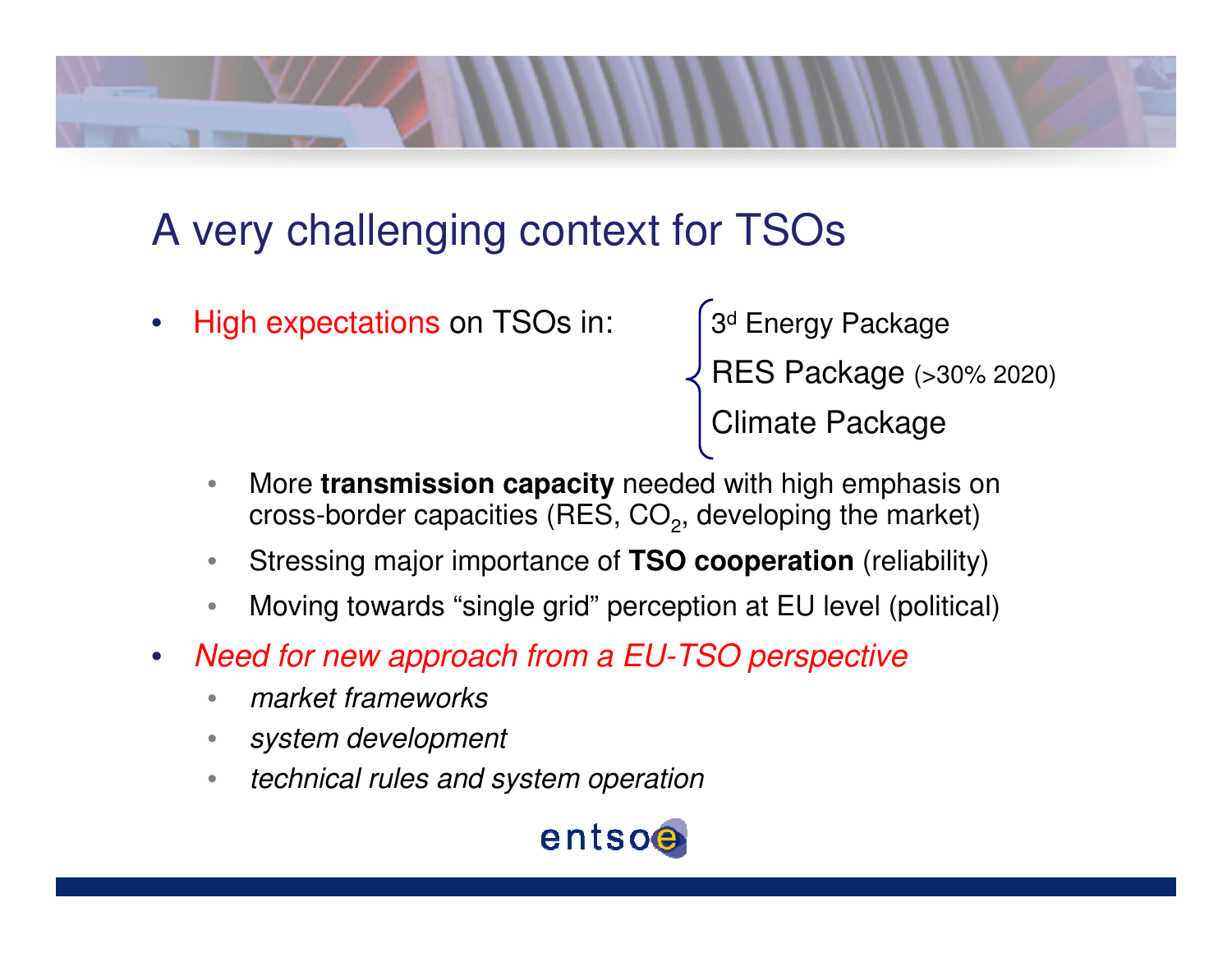# A very challenging context for TSOs

- High expectations on TSOs in:
  - 3[d] Energy Package
  - RES Package (>30% 2020)
  - Climate Package
  - More **transmission capacity** needed with high emphasis on cross-border capacities (RES, $CO_2$, developing the market)
  - Stressing major importance of **TSO cooperation** (reliability)
  - Moving towards "single grid" perception at EU level (political)
- *Need for new approach from a EU-TSO perspective*
  - *market frameworks*
  - *system development*
  - *technical rules and system operation*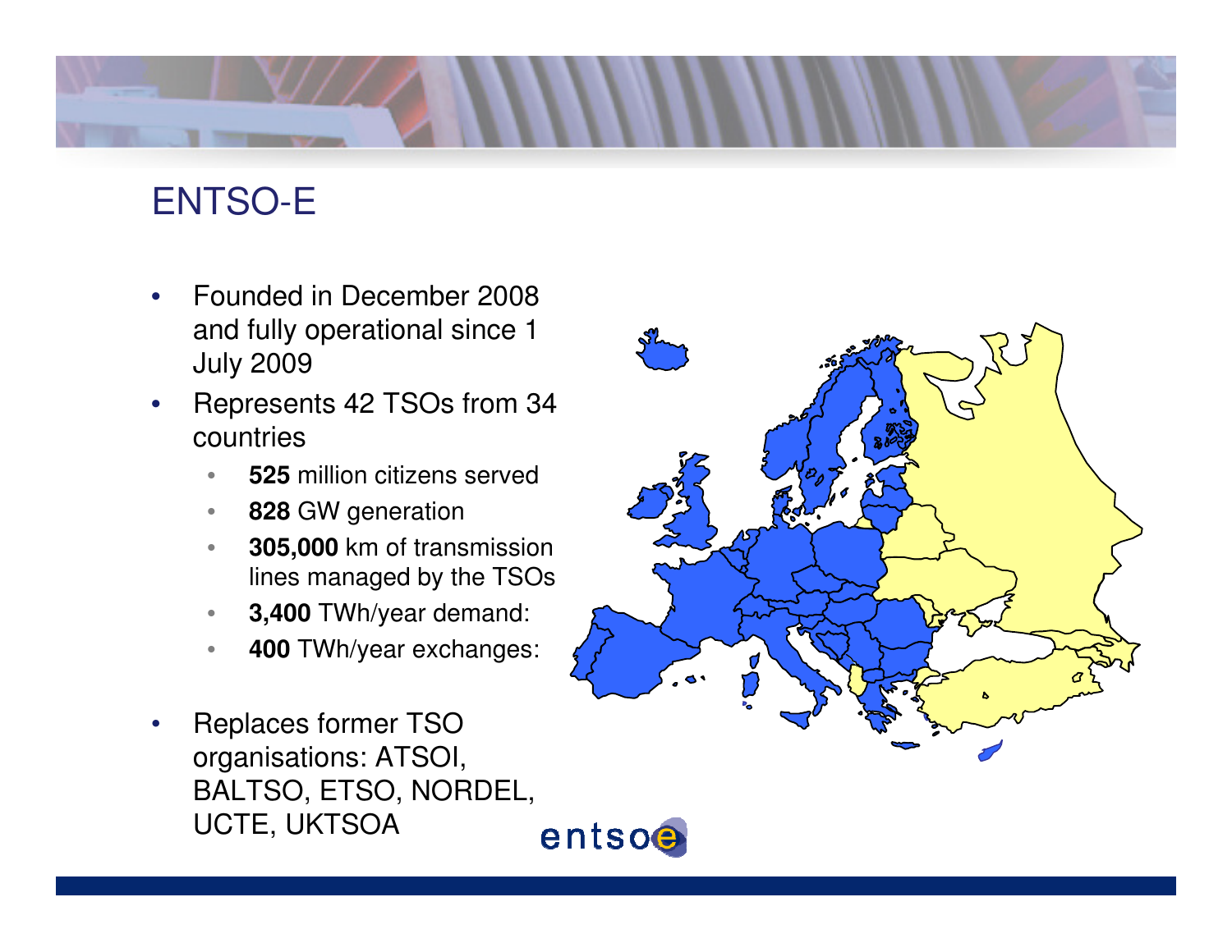# ENTSO-E

- Founded in December 2008 and fully operational since 1 July 2009
- Represents 42 TSOs from 34 countries
  - **525** million citizens served
  - **828** GW generation
  - **305,000** km of transmission lines managed by the TSOs
  - **3,400** TWh/year demand:
  - **400** TWh/year exchanges:
- Replaces former TSO organisations: ATSOI, BALTSO, ETSO, NORDEL, UCTE, UKTSOA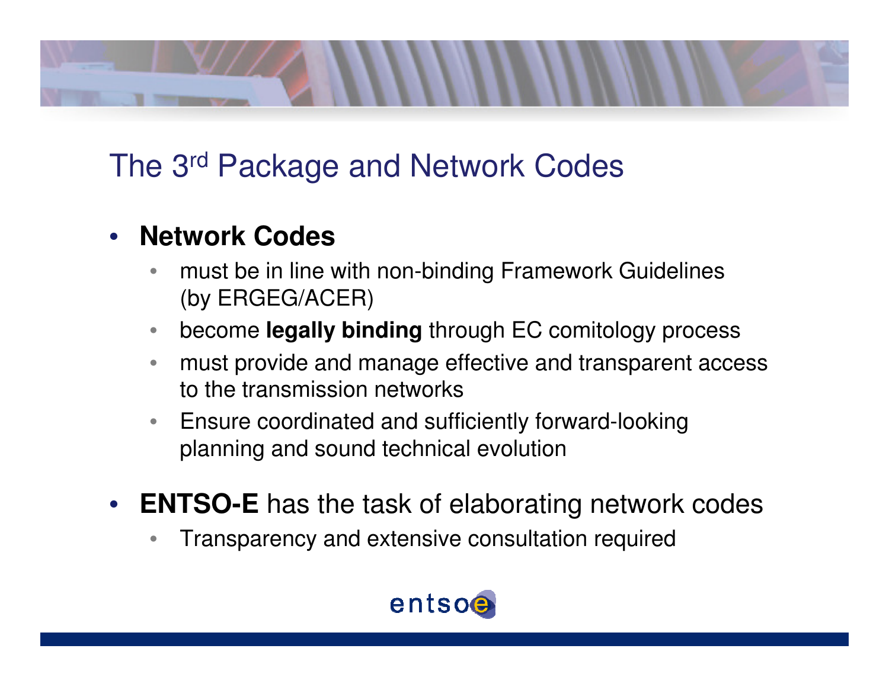# The 3rd Package and Network Codes

- **Network Codes**
  - must be in line with non-binding Framework Guidelines (by ERGEG/ACER)
  - become **legally binding** through EC comitology process
  - must provide and manage effective and transparent access to the transmission networks
  - Ensure coordinated and sufficiently forward-looking planning and sound technical evolution
- **ENTSO-E** has the task of elaborating network codes
  - Transparency and extensive consultation required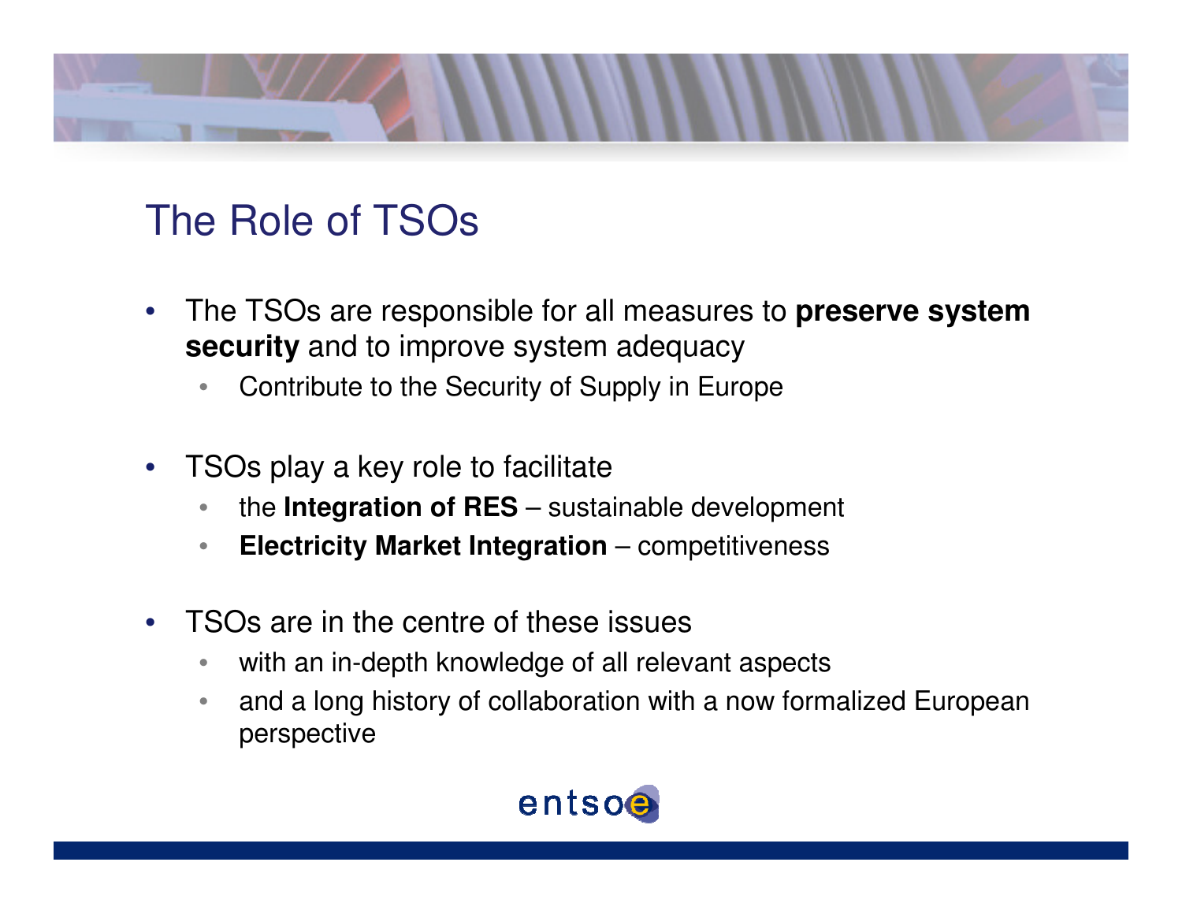# The Role of TSOs

- The TSOs are responsible for all measures to **preserve system security** and to improve system adequacy
  - Contribute to the Security of Supply in Europe
- TSOs play a key role to facilitate
  - the **Integration of RES** – sustainable development
  - **Electricity Market Integration** – competitiveness
- TSOs are in the centre of these issues
  - with an in-depth knowledge of all relevant aspects
  - and a long history of collaboration with a now formalized European perspective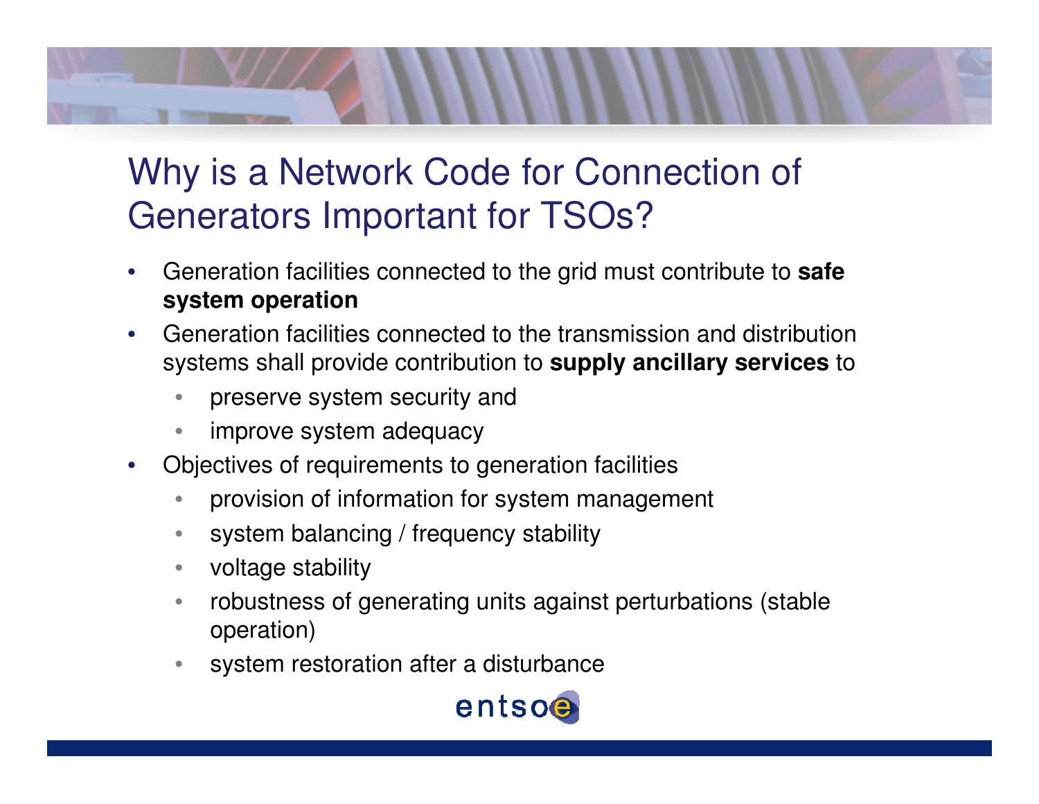# Why is a Network Code for Connection of Generators Important for TSOs?

- Generation facilities connected to the grid must contribute to **safe system operation**
- Generation facilities connected to the transmission and distribution systems shall provide contribution to **supply ancillary services** to
  - preserve system security and
  - improve system adequacy
- Objectives of requirements to generation facilities
  - provision of information for system management
  - system balancing / frequency stability
  - voltage stability
  - robustness of generating units against perturbations (stable operation)
  - system restoration after a disturbance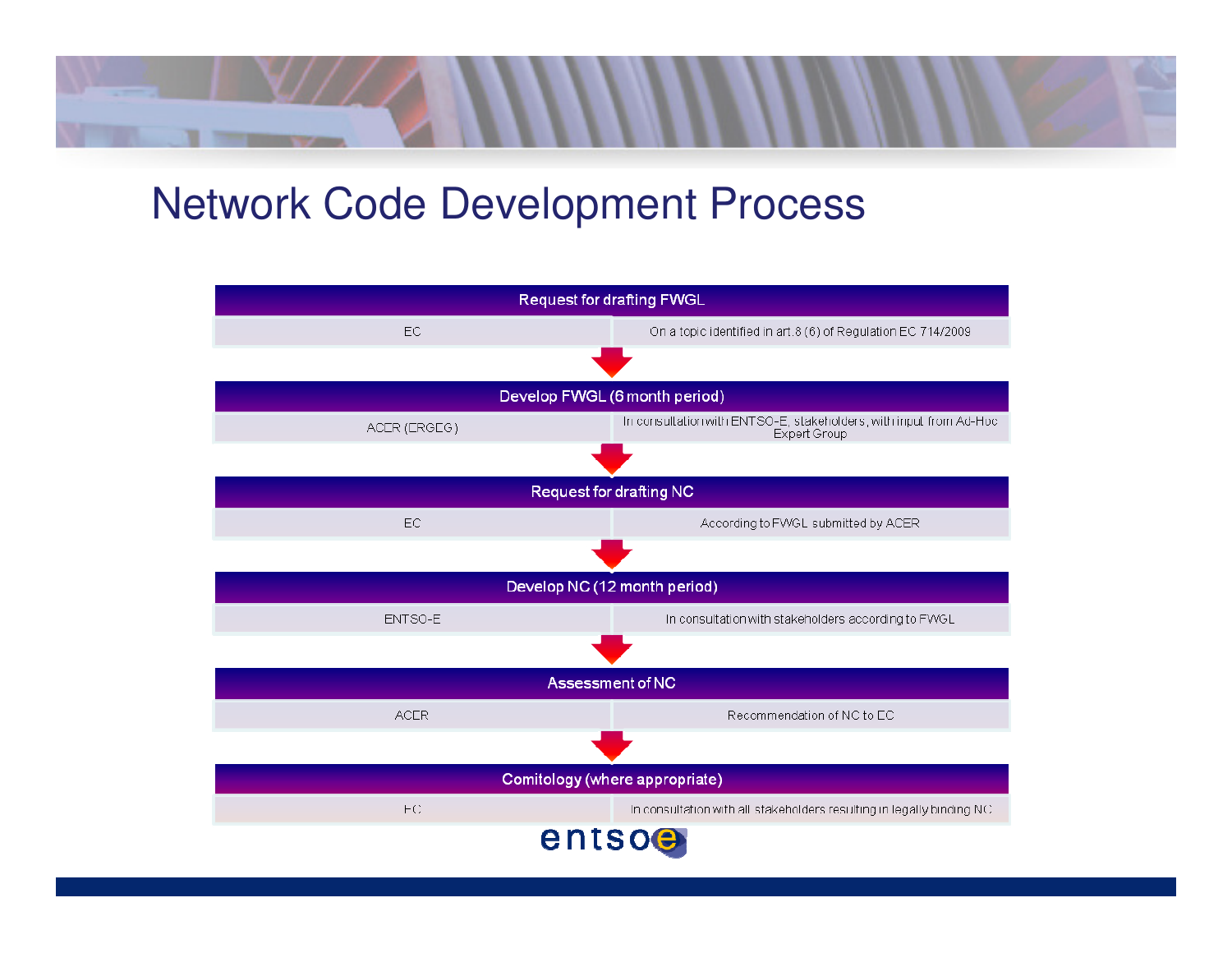# Network Code Development Process

**Request for drafting FWGL**

| | |
|---|---|
| EC | On a topic identified in art.8 (6) of Regulation EC 714/2009 |

↓

**Develop FWGL (6 month period)**

| | |
|---|---|
| ACER (ERGEG) | In consultation with ENTSO-E, stakeholders, with input from Ad-Hoc Expert Group |

↓

**Request for drafting NC**

| | |
|---|---|
| EC | According to FWGL submitted by ACER |

↓

**Develop NC (12 month period)**

| | |
|---|---|
| ENTSO-E | In consultation with stakeholders according to FWGL |

↓

**Assessment of NC**

| | |
|---|---|
| ACER | Recommendation of NC to EC |

↓

**Comitology (where appropriate)**

| | |
|---|---|
| EC | In consultation with all stakeholders resulting in legally binding NC |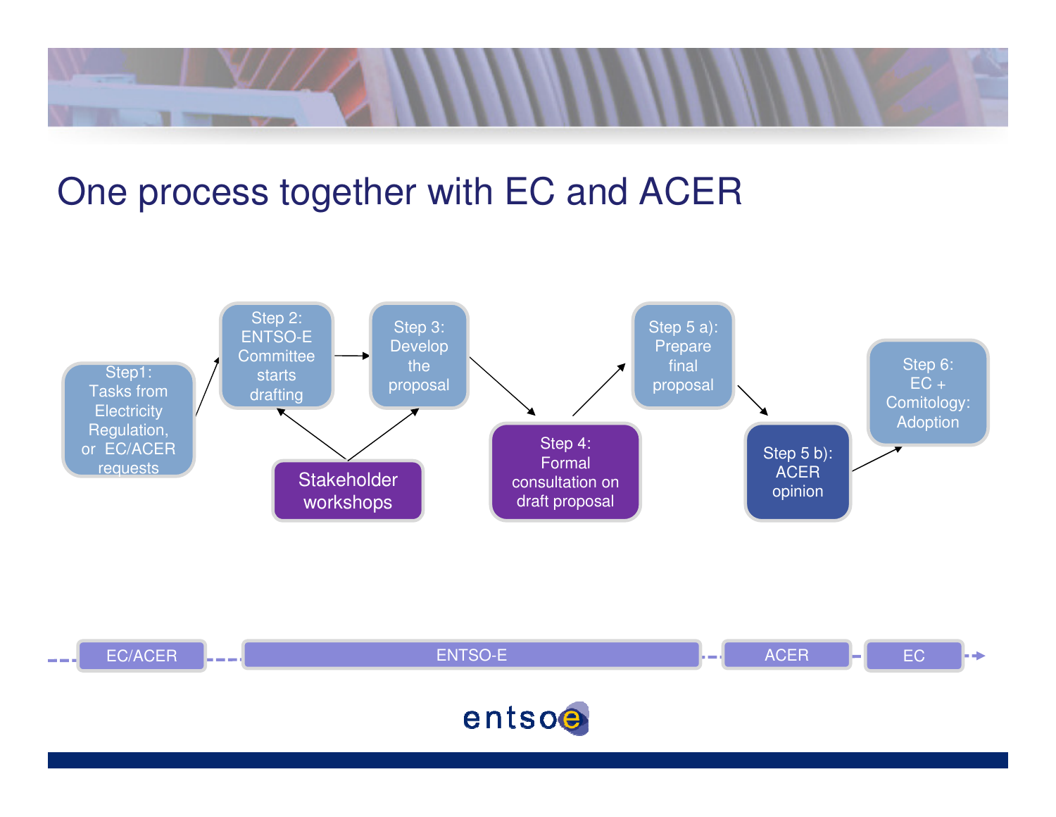# One process together with EC and ACER

Step1: Tasks from Electricity Regulation, or EC/ACER requests

Step 2: ENTSO-E Committee starts drafting

Step 3: Develop the proposal

Stakeholder workshops

Step 4: Formal consultation on draft proposal

Step 5 a): Prepare final proposal

Step 5 b): ACER opinion

Step 6: EC + Comitology: Adoption

EC/ACER — ENTSO-E — ACER — EC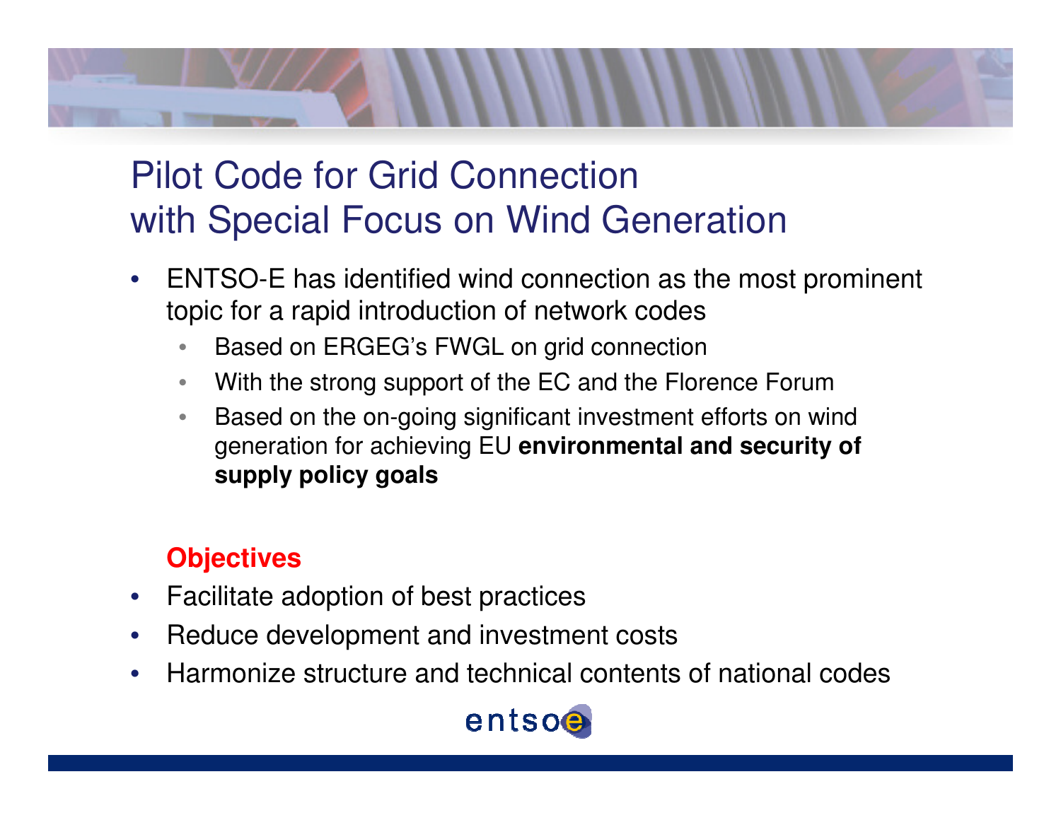# Pilot Code for Grid Connection with Special Focus on Wind Generation

- ENTSO-E has identified wind connection as the most prominent topic for a rapid introduction of network codes
  - Based on ERGEG's FWGL on grid connection
  - With the strong support of the EC and the Florence Forum
  - Based on the on-going significant investment efforts on wind generation for achieving EU **environmental and security of supply policy goals**

**Objectives**

- Facilitate adoption of best practices
- Reduce development and investment costs
- Harmonize structure and technical contents of national codes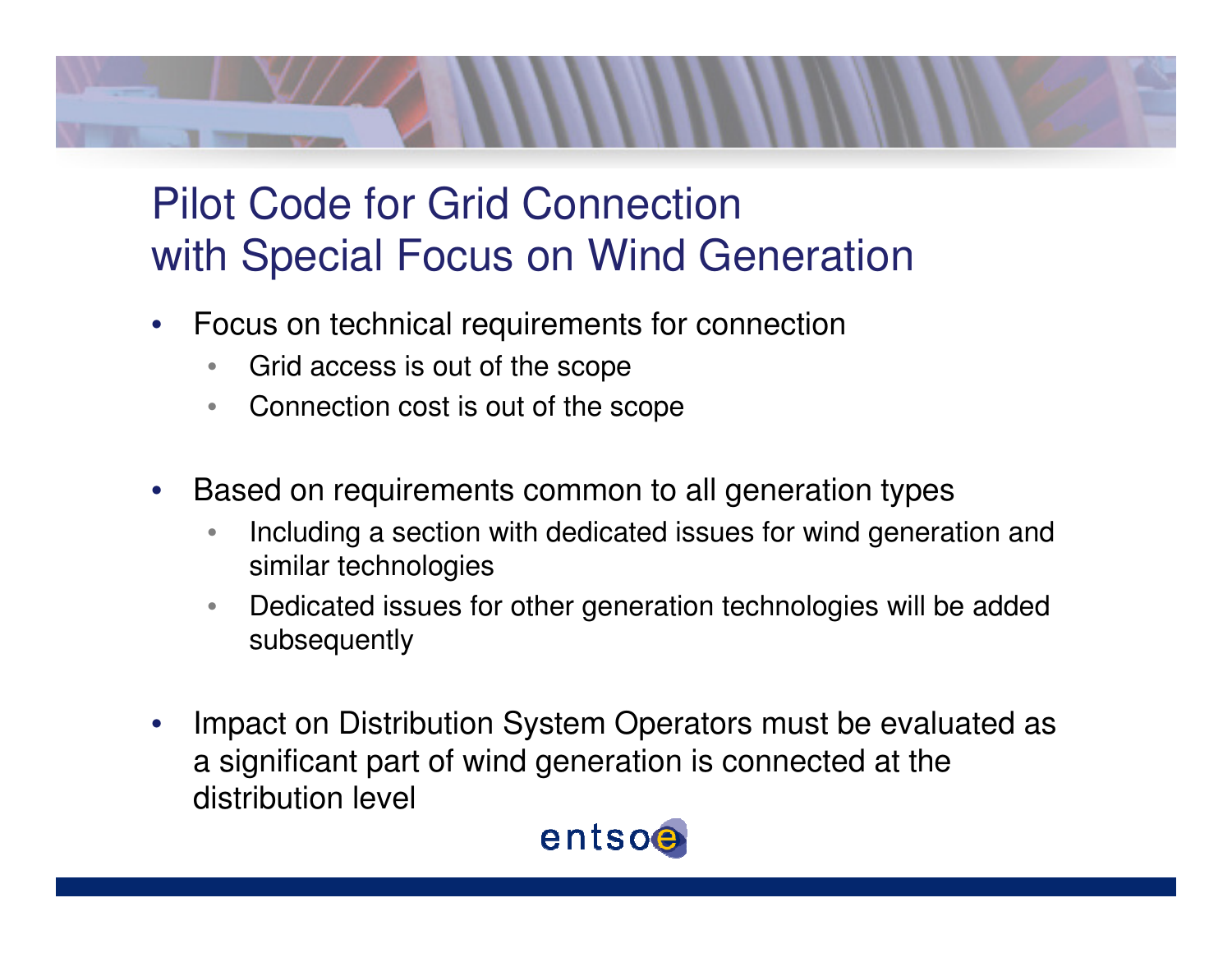# Pilot Code for Grid Connection with Special Focus on Wind Generation

- Focus on technical requirements for connection
  - Grid access is out of the scope
  - Connection cost is out of the scope
- Based on requirements common to all generation types
  - Including a section with dedicated issues for wind generation and similar technologies
  - Dedicated issues for other generation technologies will be added subsequently
- Impact on Distribution System Operators must be evaluated as a significant part of wind generation is connected at the distribution level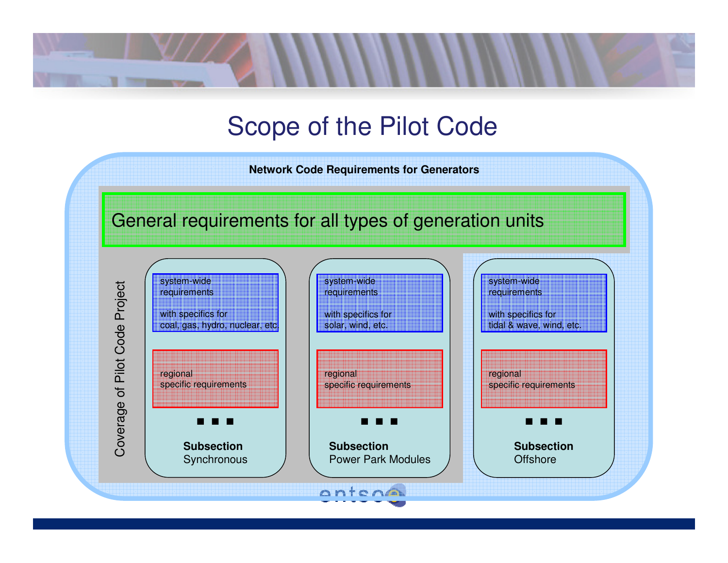# Scope of the Pilot Code

**Network Code Requirements for Generators**

General requirements for all types of generation units

Coverage of Pilot Code Project

system-wide requirements

with specifics for coal, gas, hydro, nuclear, etc.

regional specific requirements

■ ■ ■

**Subsection**
Synchronous

system-wide requirements

with specifics for solar, wind, etc.

regional specific requirements

■ ■ ■

**Subsection**
Power Park Modules

system-wide requirements

with specifics for tidal & wave, wind, etc.

regional specific requirements

■ ■ ■

**Subsection**
Offshore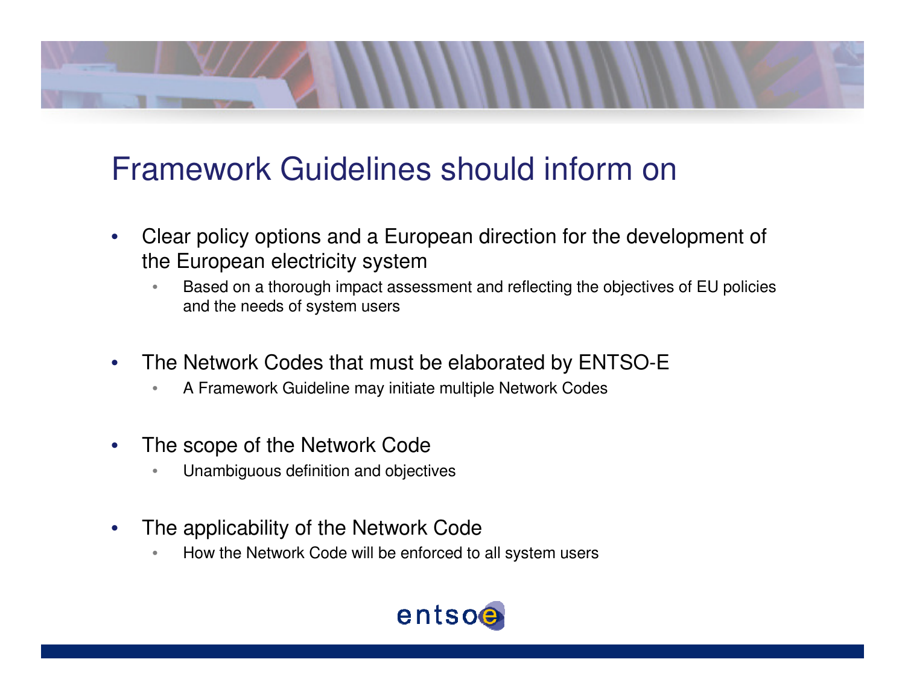# Framework Guidelines should inform on

- Clear policy options and a European direction for the development of the European electricity system
  - Based on a thorough impact assessment and reflecting the objectives of EU policies and the needs of system users
- The Network Codes that must be elaborated by ENTSO-E
  - A Framework Guideline may initiate multiple Network Codes
- The scope of the Network Code
  - Unambiguous definition and objectives
- The applicability of the Network Code
  - How the Network Code will be enforced to all system users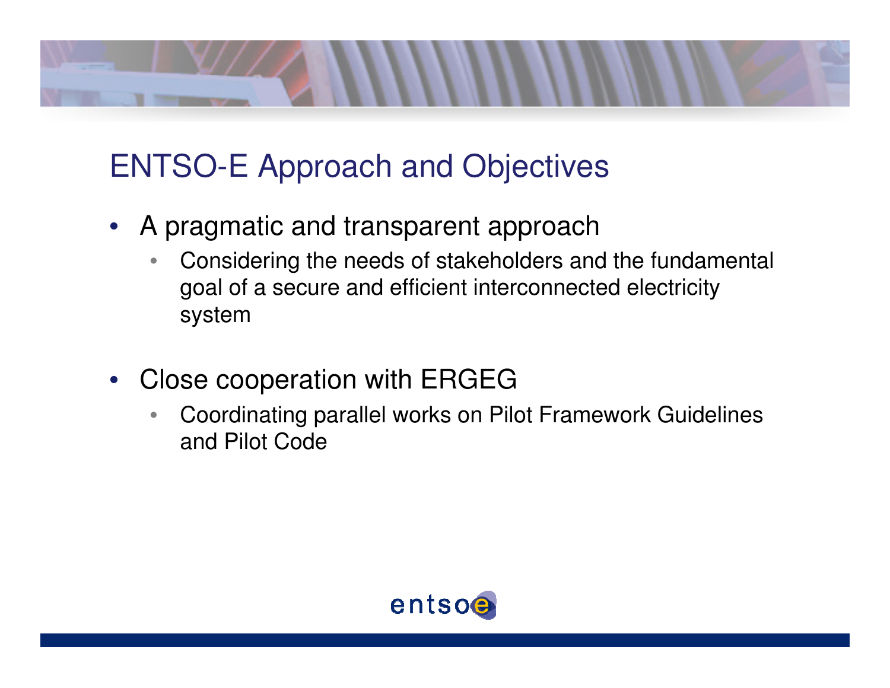# ENTSO-E Approach and Objectives

- A pragmatic and transparent approach
  - Considering the needs of stakeholders and the fundamental goal of a secure and efficient interconnected electricity system

- Close cooperation with ERGEG
  - Coordinating parallel works on Pilot Framework Guidelines and Pilot Code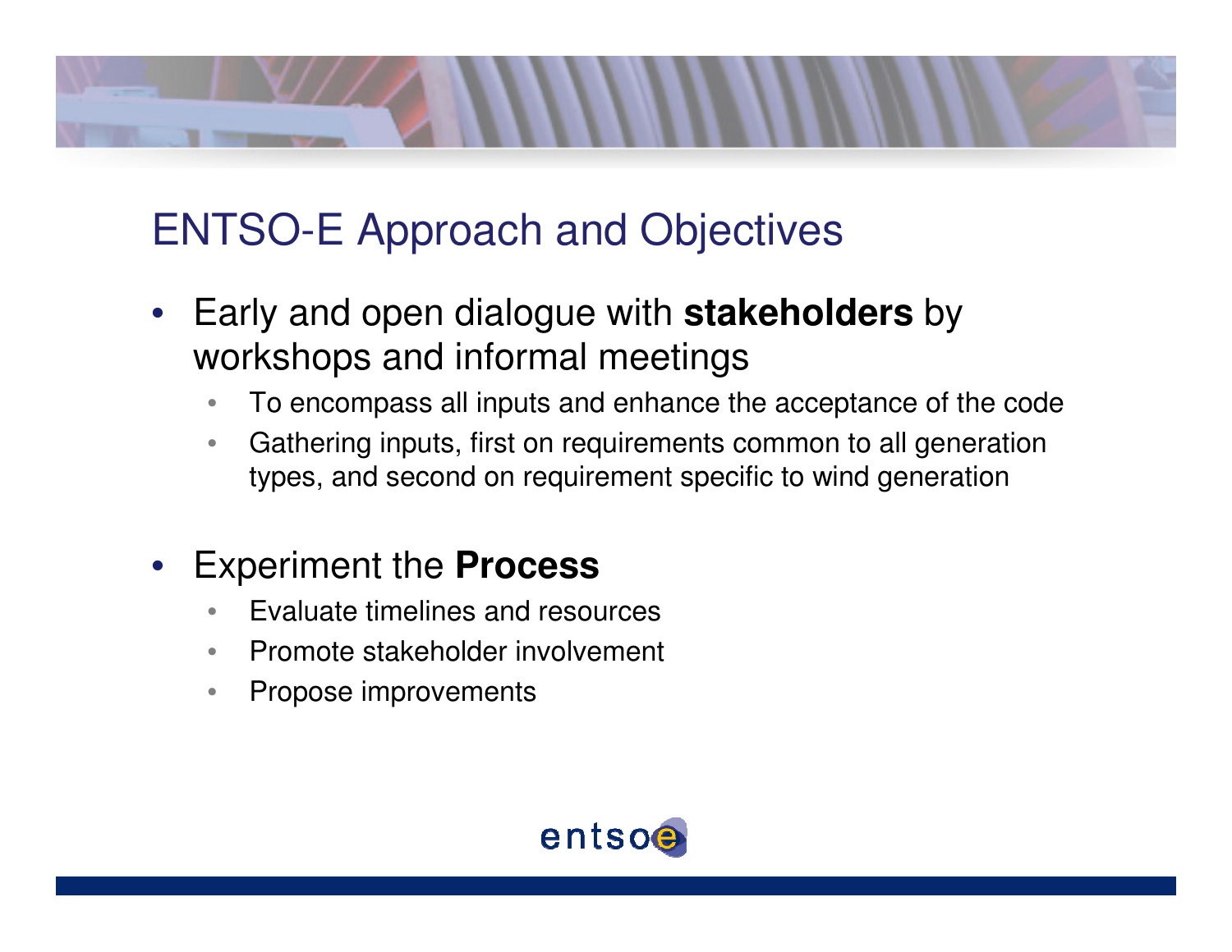# ENTSO-E Approach and Objectives

- Early and open dialogue with **stakeholders** by workshops and informal meetings
  - To encompass all inputs and enhance the acceptance of the code
  - Gathering inputs, first on requirements common to all generation types, and second on requirement specific to wind generation
- Experiment the **Process**
  - Evaluate timelines and resources
  - Promote stakeholder involvement
  - Propose improvements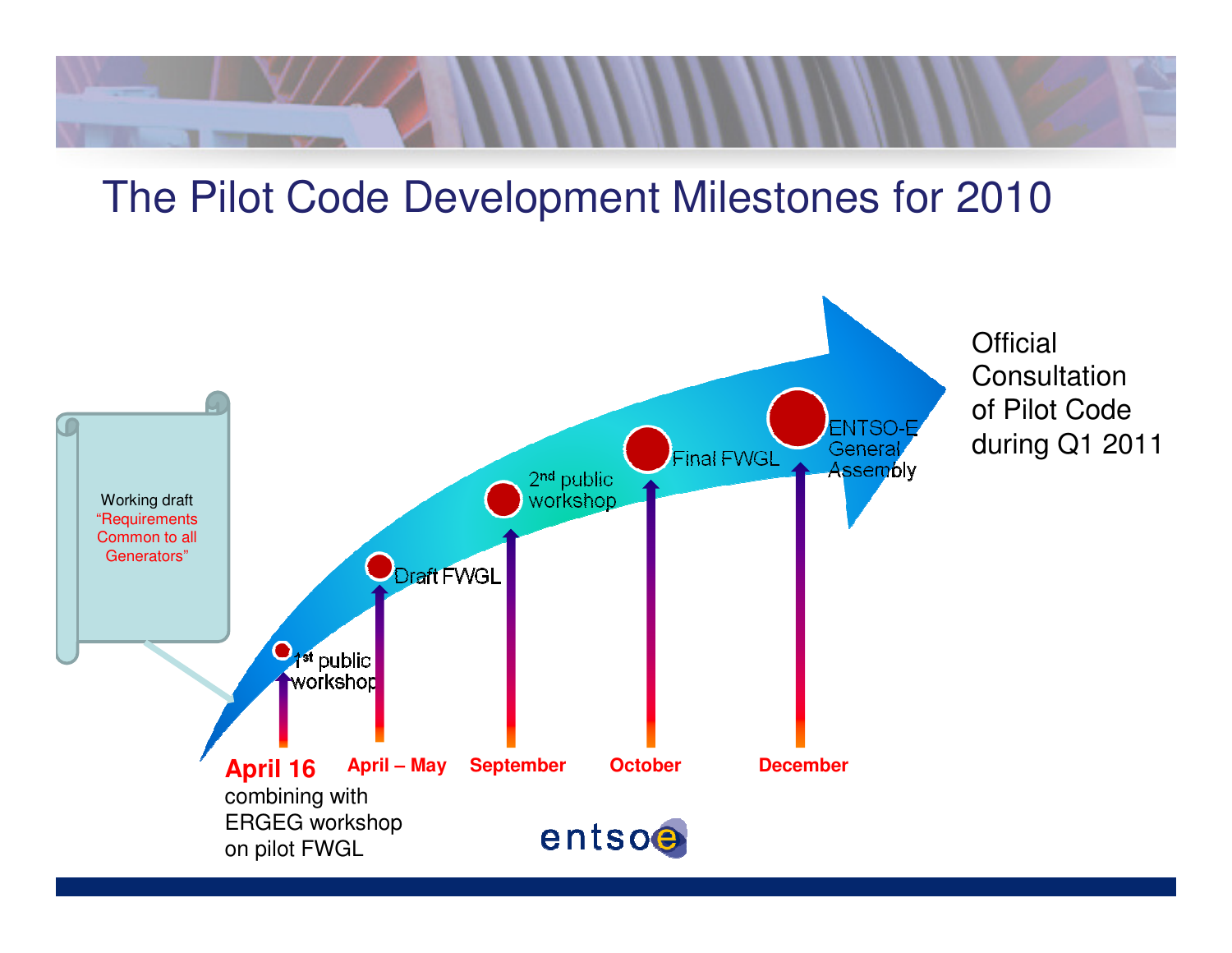# The Pilot Code Development Milestones for 2010

Working draft "Requirements Common to all Generators"

- **April 16** – 1st public workshop, combining with ERGEG workshop on pilot FWGL
- **April – May** – Draft FWGL
- **September** – 2nd public workshop
- **October** – Final FWGL
- **December** – ENTSO-E General Assembly

Official Consultation of Pilot Code during Q1 2011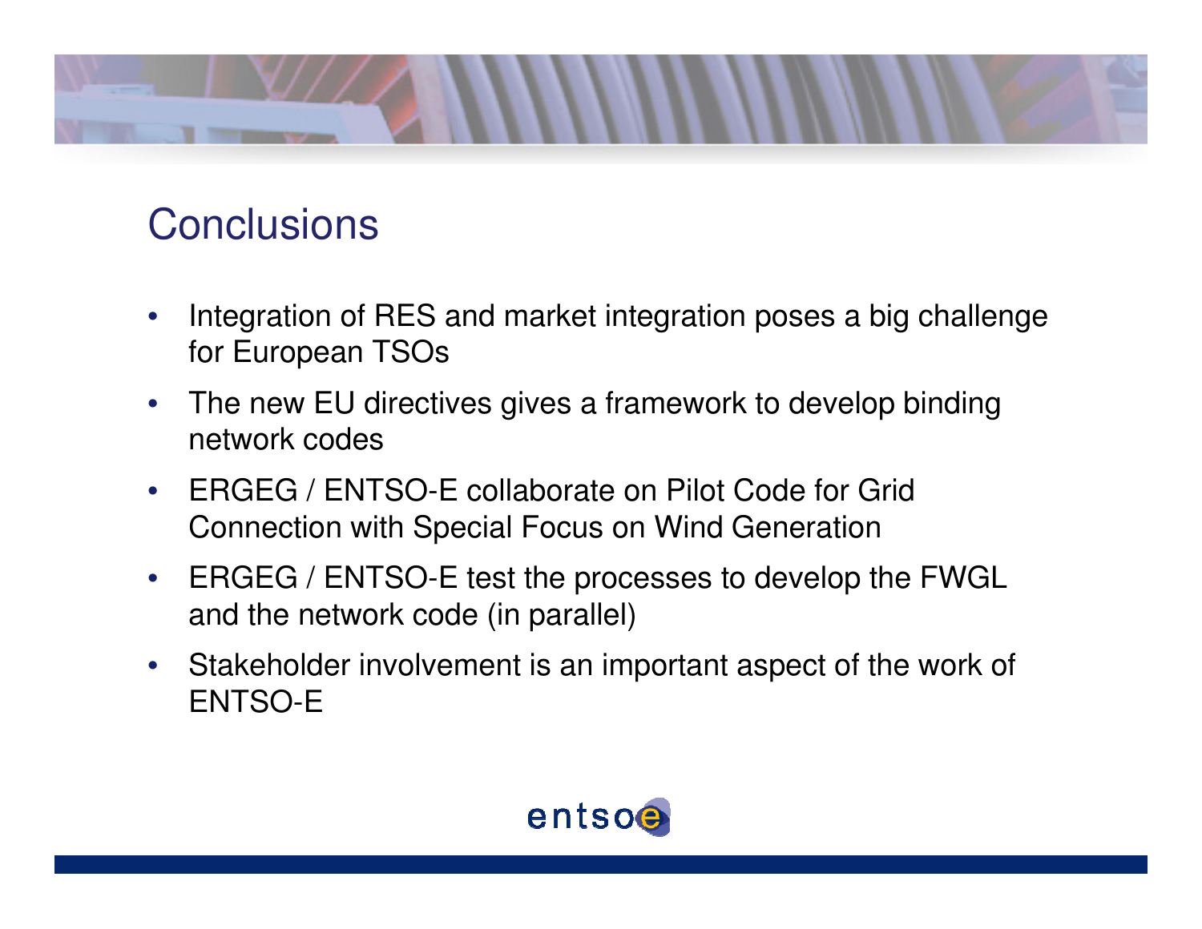# Conclusions

- Integration of RES and market integration poses a big challenge for European TSOs
- The new EU directives gives a framework to develop binding network codes
- ERGEG / ENTSO-E collaborate on Pilot Code for Grid Connection with Special Focus on Wind Generation
- ERGEG / ENTSO-E test the processes to develop the FWGL and the network code (in parallel)
- Stakeholder involvement is an important aspect of the work of ENTSO-E